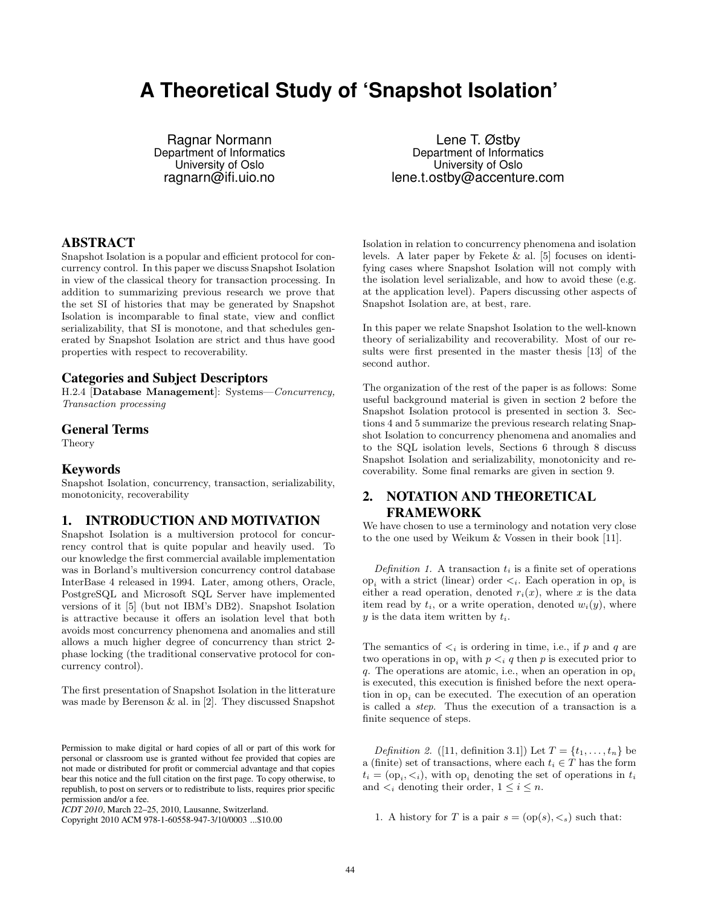# A Theoretical Study of 'Snapshot Isolation'

Ragnar Normann
Department of Informatics
University of Oslo
ragnarn@ifi.uio.no

Lene T. Østby
Department of Informatics
University of Oslo
lene.t.ostby@accenture.com

## ABSTRACT

Snapshot Isolation is a popular and efficient protocol for concurrency control. In this paper we discuss Snapshot Isolation in view of the classical theory for transaction processing. In addition to summarizing previous research we prove that the set SI of histories that may be generated by Snapshot Isolation is incomparable to final state, view and conflict serializability, that SI is monotone, and that schedules generated by Snapshot Isolation are strict and thus have good properties with respect to recoverability.

### Categories and Subject Descriptors

H.2.4 [**Database Management**]: Systems—*Concurrency, Transaction processing*

### General Terms

Theory

### Keywords

Snapshot Isolation, concurrency, transaction, serializability, monotonicity, recoverability

## 1. INTRODUCTION AND MOTIVATION

Snapshot Isolation is a multiversion protocol for concurrency control that is quite popular and heavily used. To our knowledge the first commercial available implementation was in Borland's multiversion concurrency control database InterBase 4 released in 1994. Later, among others, Oracle, PostgreSQL and Microsoft SQL Server have implemented versions of it [5] (but not IBM's DB2). Snapshot Isolation is attractive because it offers an isolation level that both avoids most concurrency phenomena and anomalies and still allows a much higher degree of concurrency than strict 2-phase locking (the traditional conservative protocol for concurrency control).

The first presentation of Snapshot Isolation in the litterature was made by Berenson & al. in [2]. They discussed Snapshot Isolation in relation to concurrency phenomena and isolation levels. A later paper by Fekete & al. [5] focuses on identifying cases where Snapshot Isolation will not comply with the isolation level serializable, and how to avoid these (e.g. at the application level). Papers discussing other aspects of Snapshot Isolation are, at best, rare.

In this paper we relate Snapshot Isolation to the well-known theory of serializability and recoverability. Most of our results were first presented in the master thesis [13] of the second author.

The organization of the rest of the paper is as follows: Some useful background material is given in section 2 before the Snapshot Isolation protocol is presented in section 3. Sections 4 and 5 summarize the previous research relating Snapshot Isolation to concurrency phenomena and anomalies and to the SQL isolation levels, Sections 6 through 8 discuss Snapshot Isolation and serializability, monotonicity and recoverability. Some final remarks are given in section 9.

## 2. NOTATION AND THEORETICAL FRAMEWORK

We have chosen to use a terminology and notation very close to the one used by Weikum & Vossen in their book [11].

*Definition 1.* A transaction $t_i$ is a finite set of operations $\text{op}_i$ with a strict (linear) order $<_i$. Each operation in $\text{op}_i$ is either a read operation, denoted $r_i(x)$, where $x$ is the data item read by $t_i$, or a write operation, denoted $w_i(y)$, where $y$ is the data item written by $t_i$.

The semantics of $<_i$ is ordering in time, i.e., if $p$ and $q$ are two operations in $\text{op}_i$ with $p <_i q$ then $p$ is executed prior to $q$. The operations are atomic, i.e., when an operation in $\text{op}_i$ is executed, this execution is finished before the next operation in $\text{op}_i$ can be executed. The execution of an operation is called a *step*. Thus the execution of a transaction is a finite sequence of steps.

*Definition 2.* ([11, definition 3.1]) Let $T = \{t_1, \ldots, t_n\}$ be a (finite) set of transactions, where each $t_i \in T$ has the form $t_i = (\text{op}_i, <_i)$, with $\text{op}_i$ denoting the set of operations in $t_i$ and $<_i$ denoting their order, $1 \leq i \leq n$.

1. A history for $T$ is a pair $s = (\text{op}(s), <_s)$ such that:

Permission to make digital or hard copies of all or part of this work for personal or classroom use is granted without fee provided that copies are not made or distributed for profit or commercial advantage and that copies bear this notice and the full citation on the first page. To copy otherwise, to republish, to post on servers or to redistribute to lists, requires prior specific permission and/or a fee.
*ICDT 2010*, March 22–25, 2010, Lausanne, Switzerland.
Copyright 2010 ACM 978-1-60558-947-3/10/0003 ...$10.00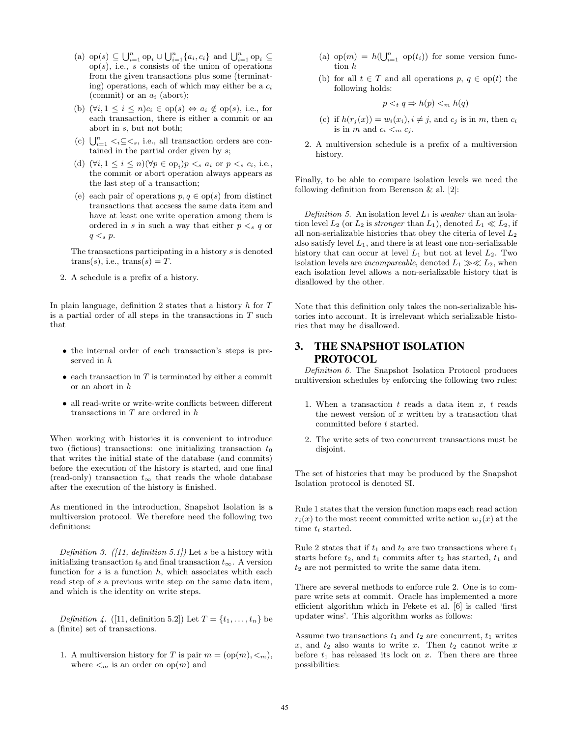(a) $\text{op}(s) \subseteq \bigcup_{i=1}^{n} \text{op}_i \cup \bigcup_{i=1}^{n} \{a_i, c_i\}$ and $\bigcup_{i=1}^{n} \text{op}_i \subseteq \text{op}(s)$, i.e., $s$ consists of the union of operations from the given transactions plus some (terminating) operations, each of which may either be a $c_i$ (commit) or an $a_i$ (abort);

(b) $(\forall i, 1 \leq i \leq n) c_i \in \text{op}(s) \Leftrightarrow a_i \notin \text{op}(s)$, i.e., for each transaction, there is either a commit or an abort in $s$, but not both;

(c) $\bigcup_{i=1}^{n} <_i \subseteq <_s$, i.e., all transaction orders are contained in the partial order given by $s$;

(d) $(\forall i, 1 \leq i \leq n)(\forall p \in \text{op}_i) p <_s a_i$ or $p <_s c_i$, i.e., the commit or abort operation always appears as the last step of a transaction;

(e) each pair of operations $p, q \in \text{op}(s)$ from distinct transactions that accsess the same data item and have at least one write operation among them is ordered in $s$ in such a way that either $p <_s q$ or $q <_s p$.

The transactions participating in a history $s$ is denoted $\text{trans}(s)$, i.e., $\text{trans}(s) = T$.

2. A schedule is a prefix of a history.

In plain language, definition 2 states that a history $h$ for $T$ is a partial order of all steps in the transactions in $T$ such that

- the internal order of each transaction's steps is preserved in $h$
- each transaction in $T$ is terminated by either a commit or an abort in $h$
- all read-write or write-write conflicts between different transactions in $T$ are ordered in $h$

When working with histories it is convenient to introduce two (fictious) transactions: one initializing transaction $t_0$ that writes the initial state of the database (and commits) before the execution of the history is started, and one final (read-only) transaction $t_\infty$ that reads the whole database after the execution of the history is finished.

As mentioned in the introduction, Snapshot Isolation is a multiversion protocol. We therefore need the following two definitions:

*Definition 3. ([11, definition 5.1])* Let $s$ be a history with initializing transaction $t_0$ and final transaction $t_\infty$. A version function for $s$ is a function $h$, which associates whith each read step of $s$ a previous write step on the same data item, and which is the identity on write steps.

*Definition 4.* ([11, definition 5.2]) Let $T = \{t_1, \ldots, t_n\}$ be a (finite) set of transactions.

1. A multiversion history for $T$ is pair $m = (\text{op}(m), <_m)$, where $<_m$ is an order on $\text{op}(m)$ and

   (a) $\text{op}(m) = h(\bigcup_{i=1}^{n} \text{op}(t_i))$ for some version function $h$

   (b) for all $t \in T$ and all operations $p, q \in \text{op}(t)$ the following holds:
   $$p <_t q \Rightarrow h(p) <_m h(q)$$

   (c) if $h(r_j(x)) = w_i(x_i), i \neq j$, and $c_j$ is in $m$, then $c_i$ is in $m$ and $c_i <_m c_j$.

2. A multiversion schedule is a prefix of a multiversion history.

Finally, to be able to compare isolation levels we need the following definition from Berenson & al. [2]:

*Definition 5.* An isolation level $L_1$ is *weaker* than an isolation level $L_2$ (or $L_2$ is *stronger* than $L_1$), denoted $L_1 \ll L_2$, if all non-serializable histories that obey the citeria of level $L_2$ also satisfy level $L_1$, and there is at least one non-serializable history that can occur at level $L_1$ but not at level $L_2$. Two isolation levels are *incompareable*, denoted $L_1 \gg\ll L_2$, when each isolation level allows a non-serializable history that is disallowed by the other.

Note that this definition only takes the non-serializable histories into account. It is irrelevant which serializable histories that may be disallowed.

## 3. THE SNAPSHOT ISOLATION PROTOCOL

*Definition 6.* The Snapshot Isolation Protocol produces multiversion schedules by enforcing the following two rules:

1. When a transaction $t$ reads a data item $x$, $t$ reads the newest version of $x$ written by a transaction that committed before $t$ started.
2. The write sets of two concurrent transactions must be disjoint.

The set of histories that may be produced by the Snapshot Isolation protocol is denoted SI.

Rule 1 states that the version function maps each read action $r_i(x)$ to the most recent committed write action $w_j(x)$ at the time $t_i$ started.

Rule 2 states that if $t_1$ and $t_2$ are two transactions where $t_1$ starts before $t_2$, and $t_1$ commits after $t_2$ has started, $t_1$ and $t_2$ are not permitted to write the same data item.

There are several methods to enforce rule 2. One is to compare write sets at commit. Oracle has implemented a more efficient algorithm which in Fekete et al. [6] is called 'first updater wins'. This algorithm works as follows:

Assume two transactions $t_1$ and $t_2$ are concurrent, $t_1$ writes $x$, and $t_2$ also wants to write $x$. Then $t_2$ cannot write $x$ before $t_1$ has released its lock on $x$. Then there are three possibilities: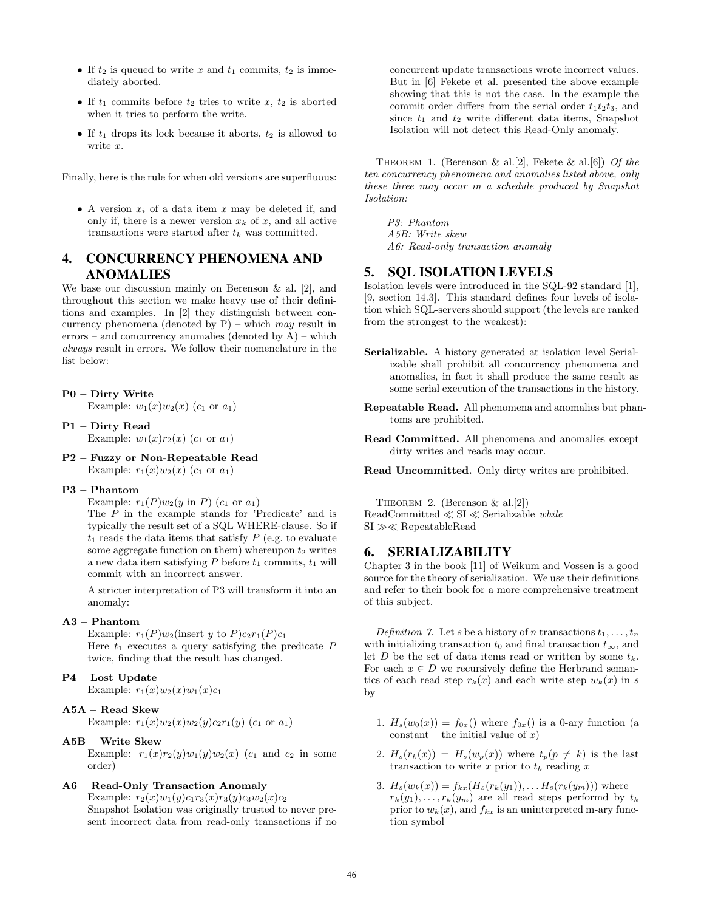- If $t_2$ is queued to write $x$ and $t_1$ commits, $t_2$ is immediately aborted.
- If $t_1$ commits before $t_2$ tries to write $x$, $t_2$ is aborted when it tries to perform the write.
- If $t_1$ drops its lock because it aborts, $t_2$ is allowed to write $x$.

Finally, here is the rule for when old versions are superfluous:

- A version $x_i$ of a data item $x$ may be deleted if, and only if, there is a newer version $x_k$ of $x$, and all active transactions were started after $t_k$ was committed.

## 4. CONCURRENCY PHENOMENA AND ANOMALIES

We base our discussion mainly on Berenson & al. [2], and throughout this section we make heavy use of their definitions and examples. In [2] they distinguish between concurrency phenomena (denoted by P) – which *may* result in errors – and concurrency anomalies (denoted by A) – which *always* result in errors. We follow their nomenclature in the list below:

**P0 – Dirty Write**
Example: $w_1(x)w_2(x)$ ($c_1$ or $a_1$)

**P1 – Dirty Read**
Example: $w_1(x)r_2(x)$ ($c_1$ or $a_1$)

**P2 – Fuzzy or Non-Repeatable Read**
Example: $r_1(x)w_2(x)$ ($c_1$ or $a_1$)

**P3 – Phantom**
Example: $r_1(P)w_2(y \text{ in } P)$ ($c_1$ or $a_1$)
The $P$ in the example stands for 'Predicate' and is typically the result set of a SQL WHERE-clause. So if $t_1$ reads the data items that satisfy $P$ (e.g. to evaluate some aggregate function on them) whereupon $t_2$ writes a new data item satisfying $P$ before $t_1$ commits, $t_1$ will commit with an incorrect answer.

A stricter interpretation of P3 will transform it into an anomaly:

**A3 – Phantom**
Example: $r_1(P)w_2(\text{insert } y \text{ to } P)c_2r_1(P)c_1$
Here $t_1$ executes a query satisfying the predicate $P$ twice, finding that the result has changed.

**P4 – Lost Update**
Example: $r_1(x)w_2(x)w_1(x)c_1$

**A5A – Read Skew**
Example: $r_1(x)w_2(x)w_2(y)c_2r_1(y)$ ($c_1$ or $a_1$)

**A5B – Write Skew**
Example: $r_1(x)r_2(y)w_1(y)w_2(x)$ ($c_1$ and $c_2$ in some order)

**A6 – Read-Only Transaction Anomaly**
Example: $r_2(x)w_1(y)c_1r_3(x)r_3(y)c_3w_2(x)c_2$
Snapshot Isolation was originally trusted to never present incorrect data from read-only transactions if no concurrent update transactions wrote incorrect values. But in [6] Fekete et al. presented the above example showing that this is not the case. In the example the commit order differs from the serial order $t_1t_2t_3$, and since $t_1$ and $t_2$ write different data items, Snapshot Isolation will not detect this Read-Only anomaly.

THEOREM 1. (Berenson & al.[2], Fekete & al.[6]) *Of the ten concurrency phenomena and anomalies listed above, only these three may occur in a schedule produced by Snapshot Isolation:*

*P3: Phantom*
*A5B: Write skew*
*A6: Read-only transaction anomaly*

## 5. SQL ISOLATION LEVELS

Isolation levels were introduced in the SQL-92 standard [1], [9, section 14.3]. This standard defines four levels of isolation which SQL-servers should support (the levels are ranked from the strongest to the weakest):

**Serializable.** A history generated at isolation level Serializable shall prohibit all concurrency phenomena and anomalies, in fact it shall produce the same result as some serial execution of the transactions in the history.

**Repeatable Read.** All phenomena and anomalies but phantoms are prohibited.

**Read Committed.** All phenomena and anomalies except dirty writes and reads may occur.

**Read Uncommitted.** Only dirty writes are prohibited.

THEOREM 2. (Berenson & al.[2])
ReadCommitted $\ll$ SI $\ll$ Serializable *while*
SI $\gg\ll$ RepeatableRead

## 6. SERIALIZABILITY

Chapter 3 in the book [11] of Weikum and Vossen is a good source for the theory of serialization. We use their definitions and refer to their book for a more comprehensive treatment of this subject.

*Definition 7.* Let $s$ be a history of $n$ transactions $t_1, \ldots, t_n$ with initializing transaction $t_0$ and final transaction $t_\infty$, and let $D$ be the set of data items read or written by some $t_k$. For each $x \in D$ we recursively define the Herbrand semantics of each read step $r_k(x)$ and each write step $w_k(x)$ in $s$ by

1. $H_s(w_0(x)) = f_{0x}()$ where $f_{0x}()$ is a 0-ary function (a constant – the initial value of $x$)
2. $H_s(r_k(x)) = H_s(w_p(x))$ where $t_p (p \neq k)$ is the last transaction to write $x$ prior to $t_k$ reading $x$
3. $H_s(w_k(x)) = f_{kx}(H_s(r_k(y_1)), \ldots H_s(r_k(y_m)))$ where $r_k(y_1), \ldots, r_k(y_m)$ are all read steps performd by $t_k$ prior to $w_k(x)$, and $f_{kx}$ is an uninterpreted m-ary function symbol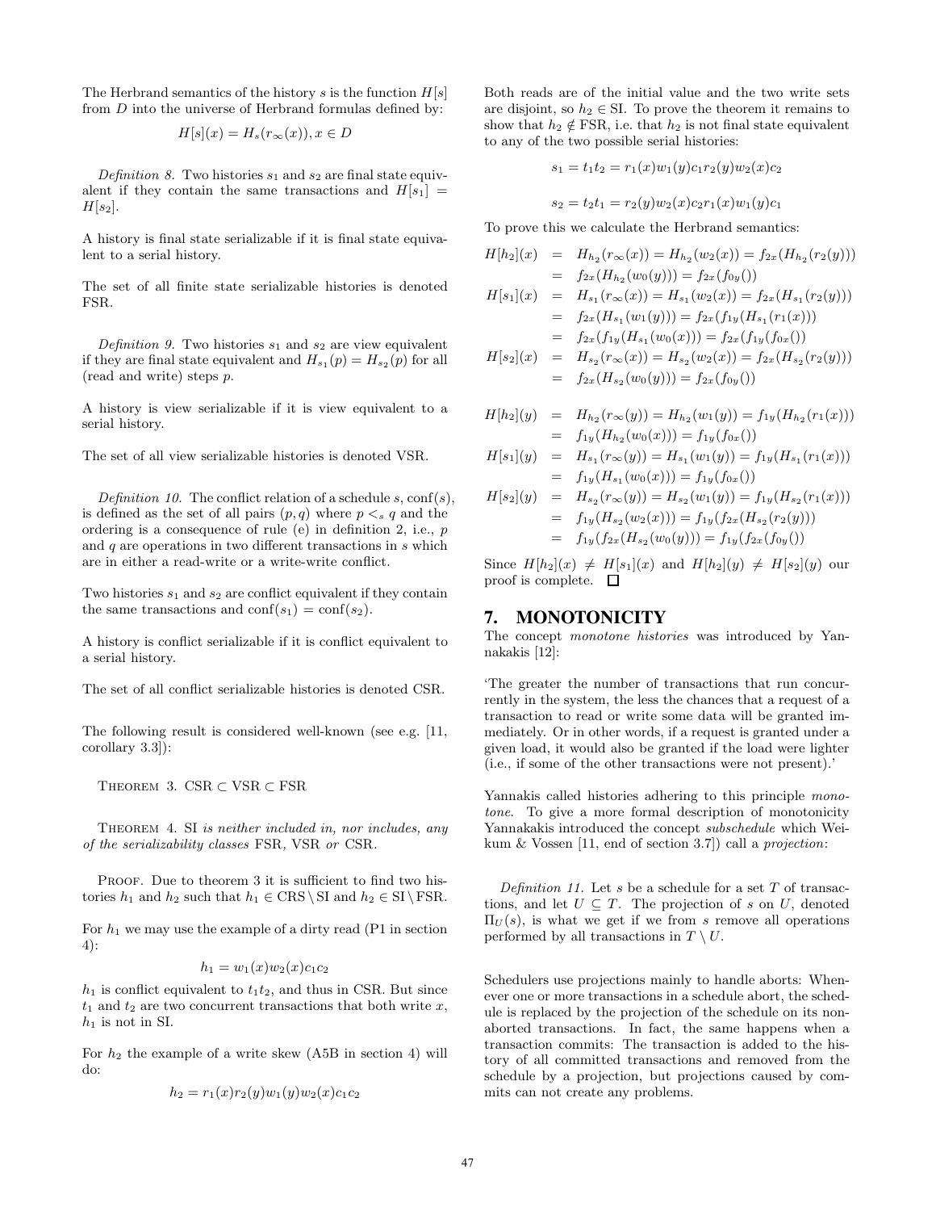The Herbrand semantics of the history $s$ is the function $H[s]$ from $D$ into the universe of Herbrand formulas defined by:

$$H[s](x) = H_s(r_\infty(x)), x \in D$$

*Definition 8.* Two histories $s_1$ and $s_2$ are final state equivalent if they contain the same transactions and $H[s_1] = H[s_2]$.

A history is final state serializable if it is final state equivalent to a serial history.

The set of all finite state serializable histories is denoted FSR.

*Definition 9.* Two histories $s_1$ and $s_2$ are view equivalent if they are final state equivalent and $H_{s_1}(p) = H_{s_2}(p)$ for all (read and write) steps $p$.

A history is view serializable if it is view equivalent to a serial history.

The set of all view serializable histories is denoted VSR.

*Definition 10.* The conflict relation of a schedule $s$, $\text{conf}(s)$, is defined as the set of all pairs $(p, q)$ where $p <_s q$ and the ordering is a consequence of rule (e) in definition 2, i.e., $p$ and $q$ are operations in two different transactions in $s$ which are in either a read-write or a write-write conflict.

Two histories $s_1$ and $s_2$ are conflict equivalent if they contain the same transactions and $\text{conf}(s_1) = \text{conf}(s_2)$.

A history is conflict serializable if it is conflict equivalent to a serial history.

The set of all conflict serializable histories is denoted CSR.

The following result is considered well-known (see e.g. [11, corollary 3.3]):

THEOREM 3. $\text{CSR} \subset \text{VSR} \subset \text{FSR}$

THEOREM 4. *SI is neither included in, nor includes, any of the serializability classes* FSR, VSR *or* CSR.

PROOF. Due to theorem 3 it is sufficient to find two histories $h_1$ and $h_2$ such that $h_1 \in \text{CRS} \setminus \text{SI}$ and $h_2 \in \text{SI} \setminus \text{FSR}$.

For $h_1$ we may use the example of a dirty read (P1 in section 4):

$$h_1 = w_1(x)w_2(x)c_1c_2$$

$h_1$ is conflict equivalent to $t_1t_2$, and thus in CSR. But since $t_1$ and $t_2$ are two concurrent transactions that both write $x$, $h_1$ is not in SI.

For $h_2$ the example of a write skew (A5B in section 4) will do:

$$h_2 = r_1(x)r_2(y)w_1(y)w_2(x)c_1c_2$$

Both reads are of the initial value and the two write sets are disjoint, so $h_2 \in \text{SI}$. To prove the theorem it remains to show that $h_2 \notin \text{FSR}$, i.e. that $h_2$ is not final state equivalent to any of the two possible serial histories:

$$s_1 = t_1t_2 = r_1(x)w_1(y)c_1r_2(y)w_2(x)c_2$$

$$s_2 = t_2t_1 = r_2(y)w_2(x)c_2r_1(x)w_1(y)c_1$$

To prove this we calculate the Herbrand semantics:

$$\begin{aligned}
H[h_2](x) &= H_{h_2}(r_\infty(x)) = H_{h_2}(w_2(x)) = f_{2x}(H_{h_2}(r_2(y))) \\
&= f_{2x}(H_{h_2}(w_0(y))) = f_{2x}(f_{0y}()) \\
H[s_1](x) &= H_{s_1}(r_\infty(x)) = H_{s_1}(w_2(x)) = f_{2x}(H_{s_1}(r_2(y))) \\
&= f_{2x}(H_{s_1}(w_1(y))) = f_{2x}(f_{1y}(H_{s_1}(r_1(x))) \\
&= f_{2x}(f_{1y}(H_{s_1}(w_0(x))) = f_{2x}(f_{1y}(f_{0x}()) \\
H[s_2](x) &= H_{s_2}(r_\infty(x)) = H_{s_2}(w_2(x)) = f_{2x}(H_{s_2}(r_2(y))) \\
&= f_{2x}(H_{s_2}(w_0(y))) = f_{2x}(f_{0y}())
\end{aligned}$$

$$\begin{aligned}
H[h_2](y) &= H_{h_2}(r_\infty(y)) = H_{h_2}(w_1(y)) = f_{1y}(H_{h_2}(r_1(x))) \\
&= f_{1y}(H_{h_2}(w_0(x))) = f_{1y}(f_{0x}()) \\
H[s_1](y) &= H_{s_1}(r_\infty(y)) = H_{s_1}(w_1(y)) = f_{1y}(H_{s_1}(r_1(x))) \\
&= f_{1y}(H_{s_1}(w_0(x))) = f_{1y}(f_{0x}()) \\
H[s_2](y) &= H_{s_2}(r_\infty(y)) = H_{s_2}(w_1(y)) = f_{1y}(H_{s_2}(r_1(x))) \\
&= f_{1y}(H_{s_2}(w_2(x))) = f_{1y}(f_{2x}(H_{s_2}(r_2(y))) \\
&= f_{1y}(f_{2x}(H_{s_2}(w_0(y))) = f_{1y}(f_{2x}(f_{0y}())
\end{aligned}$$

Since $H[h_2](x) \neq H[s_1](x)$ and $H[h_2](y) \neq H[s_2](y)$ our proof is complete. $\square$

## 7. MONOTONICITY

The concept *monotone histories* was introduced by Yannakakis [12]:

'The greater the number of transactions that run concurrently in the system, the less the chances that a request of a transaction to read or write some data will be granted immediately. Or in other words, if a request is granted under a given load, it would also be granted if the load were lighter (i.e., if some of the other transactions were not present).'

Yannakis called histories adhering to this principle *monotone*. To give a more formal description of monotonicity Yannakakis introduced the concept *subschedule* which Weikum & Vossen [11, end of section 3.7]) call a *projection*:

*Definition 11.* Let $s$ be a schedule for a set $T$ of transactions, and let $U \subseteq T$. The projection of $s$ on $U$, denoted $\Pi_U(s)$, is what we get if we from $s$ remove all operations performed by all transactions in $T \setminus U$.

Schedulers use projections mainly to handle aborts: Whenever one or more transactions in a schedule abort, the schedule is replaced by the projection of the schedule on its non-aborted transactions. In fact, the same happens when a transaction commits: The transaction is added to the history of all committed transactions and removed from the schedule by a projection, but projections caused by commits can not create any problems.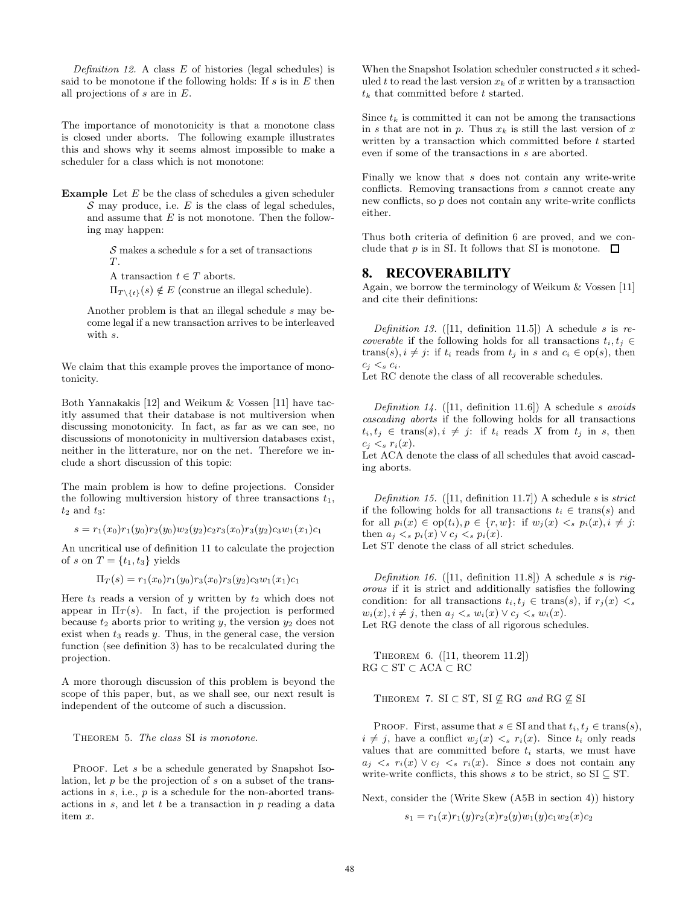*Definition 12.* A class $E$ of histories (legal schedules) is said to be monotone if the following holds: If $s$ is in $E$ then all projections of $s$ are in $E$.

The importance of monotonicity is that a monotone class is closed under aborts. The following example illustrates this and shows why it seems almost impossible to make a scheduler for a class which is not monotone:

**Example** Let $E$ be the class of schedules a given scheduler $\mathcal{S}$ may produce, i.e. $E$ is the class of legal schedules, and assume that $E$ is not monotone. Then the following may happen:

> $\mathcal{S}$ makes a schedule $s$ for a set of transactions $T$.
>
> A transaction $t \in T$ aborts.
>
> $\Pi_{T \setminus \{t\}}(s) \notin E$ (construe an illegal schedule).

Another problem is that an illegal schedule $s$ may become legal if a new transaction arrives to be interleaved with $s$.

We claim that this example proves the importance of monotonicity.

Both Yannakakis [12] and Weikum & Vossen [11] have tacitly assumed that their database is not multiversion when discussing monotonicity. In fact, as far as we can see, no discussions of monotonicity in multiversion databases exist, neither in the litterature, nor on the net. Therefore we include a short discussion of this topic:

The main problem is how to define projections. Consider the following multiversion history of three transactions $t_1$, $t_2$ and $t_3$:

$$s = r_1(x_0)r_1(y_0)r_2(y_0)w_2(y_2)c_2r_3(x_0)r_3(y_2)c_3w_1(x_1)c_1$$

An uncritical use of definition 11 to calculate the projection of $s$ on $T = \{t_1, t_3\}$ yields

$$\Pi_T(s) = r_1(x_0)r_1(y_0)r_3(x_0)r_3(y_2)c_3w_1(x_1)c_1$$

Here $t_3$ reads a version of $y$ written by $t_2$ which does not appear in $\Pi_T(s)$. In fact, if the projection is performed because $t_2$ aborts prior to writing $y$, the version $y_2$ does not exist when $t_3$ reads $y$. Thus, in the general case, the version function (see definition 3) has to be recalculated during the projection.

A more thorough discussion of this problem is beyond the scope of this paper, but, as we shall see, our next result is independent of the outcome of such a discussion.

Theorem 5. *The class* SI *is monotone.*

Proof. Let $s$ be a schedule generated by Snapshot Isolation, let $p$ be the projection of $s$ on a subset of the transactions in $s$, i.e., $p$ is a schedule for the non-aborted transactions in $s$, and let $t$ be a transaction in $p$ reading a data item $x$.

When the Snapshot Isolation scheduler constructed $s$ it scheduled $t$ to read the last version $x_k$ of $x$ written by a transaction $t_k$ that committed before $t$ started.

Since $t_k$ is committed it can not be among the transactions in $s$ that are not in $p$. Thus $x_k$ is still the last version of $x$ written by a transaction which committed before $t$ started even if some of the transactions in $s$ are aborted.

Finally we know that $s$ does not contain any write-write conflicts. Removing transactions from $s$ cannot create any new conflicts, so $p$ does not contain any write-write conflicts either.

Thus both criteria of definition 6 are proved, and we conclude that $p$ is in SI. It follows that SI is monotone. $\square$

## 8. RECOVERABILITY

Again, we borrow the terminology of Weikum & Vossen [11] and cite their definitions:

*Definition 13.* ([11, definition 11.5]) A schedule $s$ is *recoverable* if the following holds for all transactions $t_i, t_j \in \text{trans}(s), i \neq j$: if $t_i$ reads from $t_j$ in $s$ and $c_i \in \text{op}(s)$, then $c_j <_s c_i$.
Let RC denote the class of all recoverable schedules.

*Definition 14.* ([11, definition 11.6]) A schedule $s$ *avoids cascading aborts* if the following holds for all transactions $t_i, t_j \in \text{trans}(s), i \neq j$: if $t_i$ reads $X$ from $t_j$ in $s$, then $c_j <_s r_i(x)$.
Let ACA denote the class of all schedules that avoid cascading aborts.

*Definition 15.* ([11, definition 11.7]) A schedule $s$ is *strict* if the following holds for all transactions $t_i \in \text{trans}(s)$ and for all $p_i(x) \in \text{op}(t_i), p \in \{r, w\}$: if $w_j(x) <_s p_i(x), i \neq j$: then $a_j <_s p_i(x) \lor c_j <_s p_i(x)$.
Let ST denote the class of all strict schedules.

*Definition 16.* ([11, definition 11.8]) A schedule $s$ is *rigorous* if it is strict and additionally satisfies the following condition: for all transactions $t_i, t_j \in \text{trans}(s)$, if $r_j(x) <_s w_i(x), i \neq j$, then $a_j <_s w_i(x) \lor c_j <_s w_i(x)$.
Let RG denote the class of all rigorous schedules.

Theorem 6. ([11, theorem 11.2])
$\text{RG} \subset \text{ST} \subset \text{ACA} \subset \text{RC}$

Theorem 7. $\text{SI} \subset \text{ST}$*,* $\text{SI} \not\subseteq \text{RG}$ *and* $\text{RG} \not\subseteq \text{SI}$

Proof. First, assume that $s \in \text{SI}$ and that $t_i, t_j \in \text{trans}(s)$, $i \neq j$, have a conflict $w_j(x) <_s r_i(x)$. Since $t_i$ only reads values that are committed before $t_i$ starts, we must have $a_j <_s r_i(x) \lor c_j <_s r_i(x)$. Since $s$ does not contain any write-write conflicts, this shows $s$ to be strict, so $\text{SI} \subseteq \text{ST}$.

Next, consider the (Write Skew (A5B in section 4)) history

$$s_1 = r_1(x)r_1(y)r_2(x)r_2(y)w_1(y)c_1w_2(x)c_2$$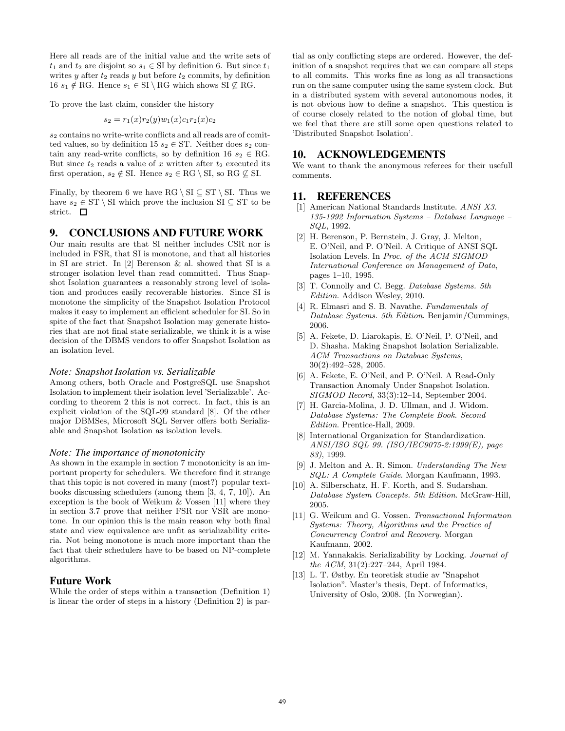Here all reads are of the initial value and the write sets of $t_1$ and $t_2$ are disjoint so $s_1 \in \mathrm{SI}$ by definition 6. But since $t_1$ writes $y$ after $t_2$ reads $y$ but before $t_2$ commits, by definition 16 $s_1 \notin \mathrm{RG}$. Hence $s_1 \in \mathrm{SI} \setminus \mathrm{RG}$ which shows $\mathrm{SI} \not\subseteq \mathrm{RG}$.

To prove the last claim, consider the history

$$s_2 = r_1(x)r_2(y)w_1(x)c_1r_2(x)c_2$$

$s_2$ contains no write-write conflicts and all reads are of comitted values, so by definition 15 $s_2 \in \mathrm{ST}$. Neither does $s_2$ contain any read-write conflicts, so by definition 16 $s_2 \in \mathrm{RG}$. But since $t_2$ reads a value of $x$ written after $t_2$ executed its first operation, $s_2 \notin \mathrm{SI}$. Hence $s_2 \in \mathrm{RG} \setminus \mathrm{SI}$, so $\mathrm{RG} \not\subseteq \mathrm{SI}$.

Finally, by theorem 6 we have $\mathrm{RG} \setminus \mathrm{SI} \subseteq \mathrm{ST} \setminus \mathrm{SI}$. Thus we have $s_2 \in \mathrm{ST} \setminus \mathrm{SI}$ which prove the inclusion $\mathrm{SI} \subseteq \mathrm{ST}$ to be strict. $\square$

## 9. CONCLUSIONS AND FUTURE WORK

Our main results are that SI neither includes CSR nor is included in FSR, that SI is monotone, and that all histories in SI are strict. In [2] Berenson & al. showed that SI is a stronger isolation level than read committed. Thus Snapshot Isolation guarantees a reasonably strong level of isolation and produces easily recoverable histories. Since SI is monotone the simplicity of the Snapshot Isolation Protocol makes it easy to implement an efficient scheduler for SI. So in spite of the fact that Snapshot Isolation may generate histories that are not final state serializable, we think it is a wise decision of the DBMS vendors to offer Snapshot Isolation as an isolation level.

### *Note: Snapshot Isolation vs. Serializable*

Among others, both Oracle and PostgreSQL use Snapshot Isolation to implement their isolation level 'Serializable'. According to theorem 2 this is not correct. In fact, this is an explicit violation of the SQL-99 standard [8]. Of the other major DBMSes, Microsoft SQL Server offers both Serializable and Snapshot Isolation as isolation levels.

### *Note: The importance of monotonicity*

As shown in the example in section 7 monotonicity is an important property for schedulers. We therefore find it strange that this topic is not covered in many (most?) popular textbooks discussing schedulers (among them [3, 4, 7, 10]). An exception is the book of Weikum & Vossen [11] where they in section 3.7 prove that neither FSR nor VSR are monotone. In our opinion this is the main reason why both final state and view equivalence are unfit as serializability criteria. Not being monotone is much more important than the fact that their schedulers have to be based on NP-complete algorithms.

### Future Work

While the order of steps within a transaction (Definition 1) is linear the order of steps in a history (Definition 2) is partial as only conflicting steps are ordered. However, the definition of a snapshot requires that we can compare all steps to all commits. This works fine as long as all transactions run on the same computer using the same system clock. But in a distributed system with several autonomous nodes, it is not obvious how to define a snapshot. This question is of course closely related to the notion of global time, but we feel that there are still some open questions related to 'Distributed Snapshot Isolation'.

## 10. ACKNOWLEDGEMENTS

We want to thank the anonymous referees for their usefull comments.

## 11. REFERENCES

[1] American National Standards Institute. *ANSI X3. 135-1992 Information Systems – Database Language – SQL*, 1992.

[2] H. Berenson, P. Bernstein, J. Gray, J. Melton, E. O'Neil, and P. O'Neil. A Critique of ANSI SQL Isolation Levels. In *Proc. of the ACM SIGMOD International Conference on Management of Data*, pages 1–10, 1995.

[3] T. Connolly and C. Begg. *Database Systems. 5th Edition*. Addison Wesley, 2010.

[4] R. Elmasri and S. B. Navathe. *Fundamentals of Database Systems. 5th Edition*. Benjamin/Cummings, 2006.

[5] A. Fekete, D. Liarokapis, E. O'Neil, P. O'Neil, and D. Shasha. Making Snapshot Isolation Serializable. *ACM Transactions on Database Systems*, 30(2):492–528, 2005.

[6] A. Fekete, E. O'Neil, and P. O'Neil. A Read-Only Transaction Anomaly Under Snapshot Isolation. *SIGMOD Record*, 33(3):12–14, September 2004.

[7] H. Garcia-Molina, J. D. Ullman, and J. Widom. *Database Systems: The Complete Book. Second Edition*. Prentice-Hall, 2009.

[8] International Organization for Standardization. *ANSI/ISO SQL 99. (ISO/IEC9075-2:1999(E), page 83)*, 1999.

[9] J. Melton and A. R. Simon. *Understanding The New SQL: A Complete Guide*. Morgan Kaufmann, 1993.

[10] A. Silberschatz, H. F. Korth, and S. Sudarshan. *Database System Concepts. 5th Edition*. McGraw-Hill, 2005.

[11] G. Weikum and G. Vossen. *Transactional Information Systems: Theory, Algorithms and the Practice of Concurrency Control and Recovery*. Morgan Kaufmann, 2002.

[12] M. Yannakakis. Serializability by Locking. *Journal of the ACM*, 31(2):227–244, April 1984.

[13] L. T. Østby. En teoretisk studie av "Snapshot Isolation". Master's thesis, Dept. of Informatics, University of Oslo, 2008. (In Norwegian).